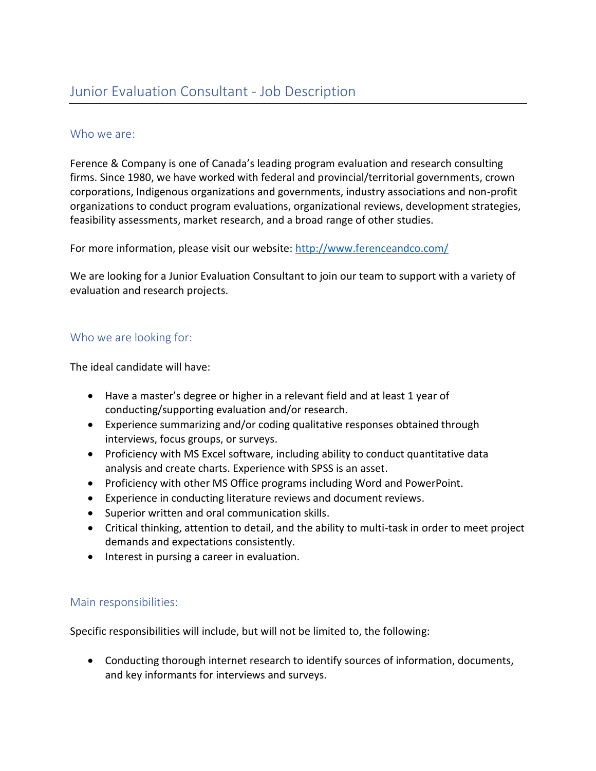# Junior Evaluation Consultant - Job Description

## Who we are:

Ference & Company is one of Canada's leading program evaluation and research consulting firms. Since 1980, we have worked with federal and provincial/territorial governments, crown corporations, Indigenous organizations and governments, industry associations and non-profit organizations to conduct program evaluations, organizational reviews, development strategies, feasibility assessments, market research, and a broad range of other studies.

For more information, please visit our website: [http://www.ferenceandco.com/](http://www.ferenceandco.com/)

We are looking for a Junior Evaluation Consultant to join our team to support with a variety of evaluation and research projects.

## Who we are looking for:

The ideal candidate will have:

- Have a master's degree or higher in a relevant field and at least 1 year of conducting/supporting evaluation and/or research.
- Experience summarizing and/or coding qualitative responses obtained through interviews, focus groups, or surveys.
- Proficiency with MS Excel software, including ability to conduct quantitative data analysis and create charts. Experience with SPSS is an asset.
- Proficiency with other MS Office programs including Word and PowerPoint.
- Experience in conducting literature reviews and document reviews.
- Superior written and oral communication skills.
- Critical thinking, attention to detail, and the ability to multi-task in order to meet project demands and expectations consistently.
- Interest in pursing a career in evaluation.

## Main responsibilities:

Specific responsibilities will include, but will not be limited to, the following:

- Conducting thorough internet research to identify sources of information, documents, and key informants for interviews and surveys.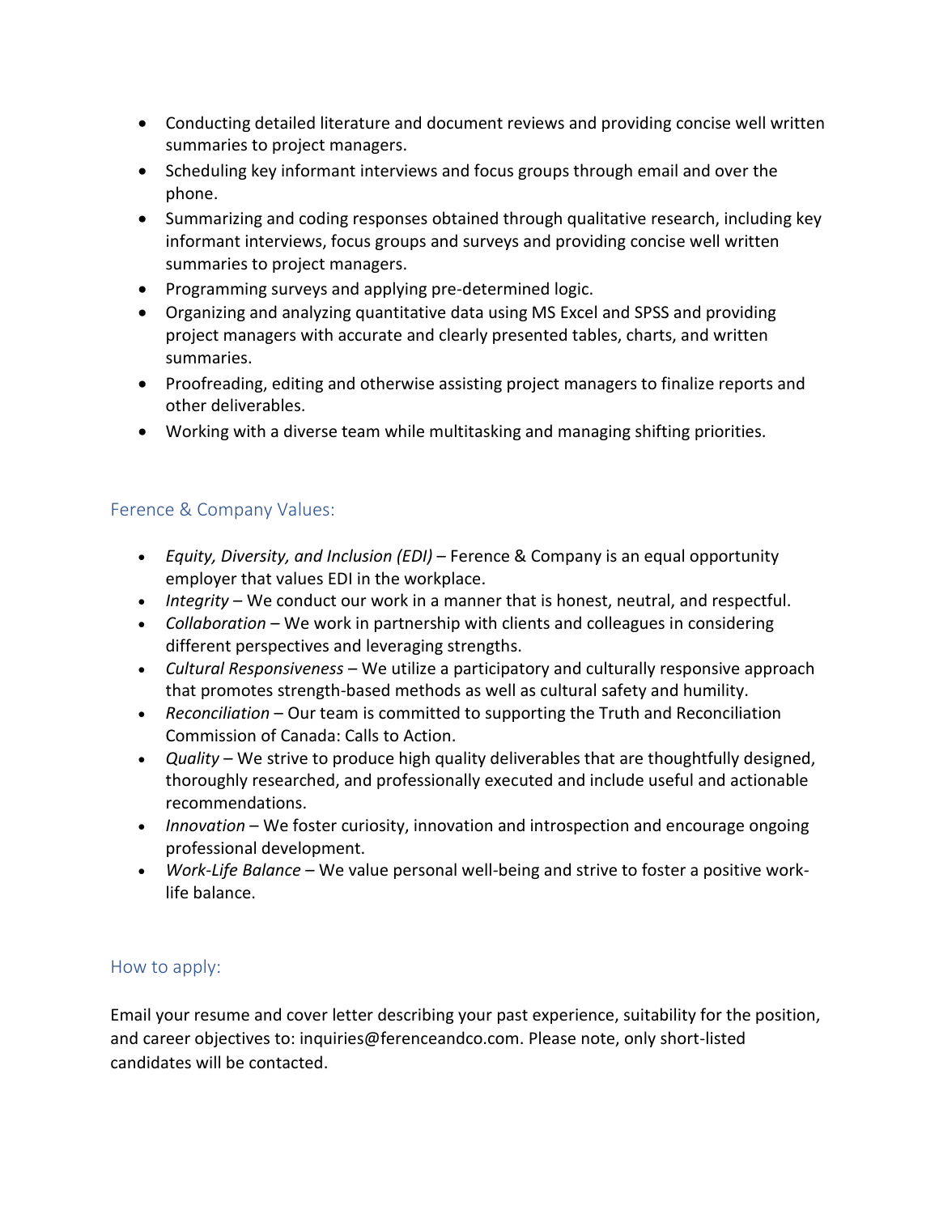- Conducting detailed literature and document reviews and providing concise well written summaries to project managers.
- Scheduling key informant interviews and focus groups through email and over the phone.
- Summarizing and coding responses obtained through qualitative research, including key informant interviews, focus groups and surveys and providing concise well written summaries to project managers.
- Programming surveys and applying pre-determined logic.
- Organizing and analyzing quantitative data using MS Excel and SPSS and providing project managers with accurate and clearly presented tables, charts, and written summaries.
- Proofreading, editing and otherwise assisting project managers to finalize reports and other deliverables.
- Working with a diverse team while multitasking and managing shifting priorities.

## Ference & Company Values:

- *Equity, Diversity, and Inclusion (EDI)* – Ference & Company is an equal opportunity employer that values EDI in the workplace.
- *Integrity* – We conduct our work in a manner that is honest, neutral, and respectful.
- *Collaboration* – We work in partnership with clients and colleagues in considering different perspectives and leveraging strengths.
- *Cultural Responsiveness* – We utilize a participatory and culturally responsive approach that promotes strength-based methods as well as cultural safety and humility.
- *Reconciliation* – Our team is committed to supporting the Truth and Reconciliation Commission of Canada: Calls to Action.
- *Quality* – We strive to produce high quality deliverables that are thoughtfully designed, thoroughly researched, and professionally executed and include useful and actionable recommendations.
- *Innovation* – We foster curiosity, innovation and introspection and encourage ongoing professional development.
- *Work-Life Balance* – We value personal well-being and strive to foster a positive work-life balance.

## How to apply:

Email your resume and cover letter describing your past experience, suitability for the position, and career objectives to: inquiries@ferenceandco.com. Please note, only short-listed candidates will be contacted.